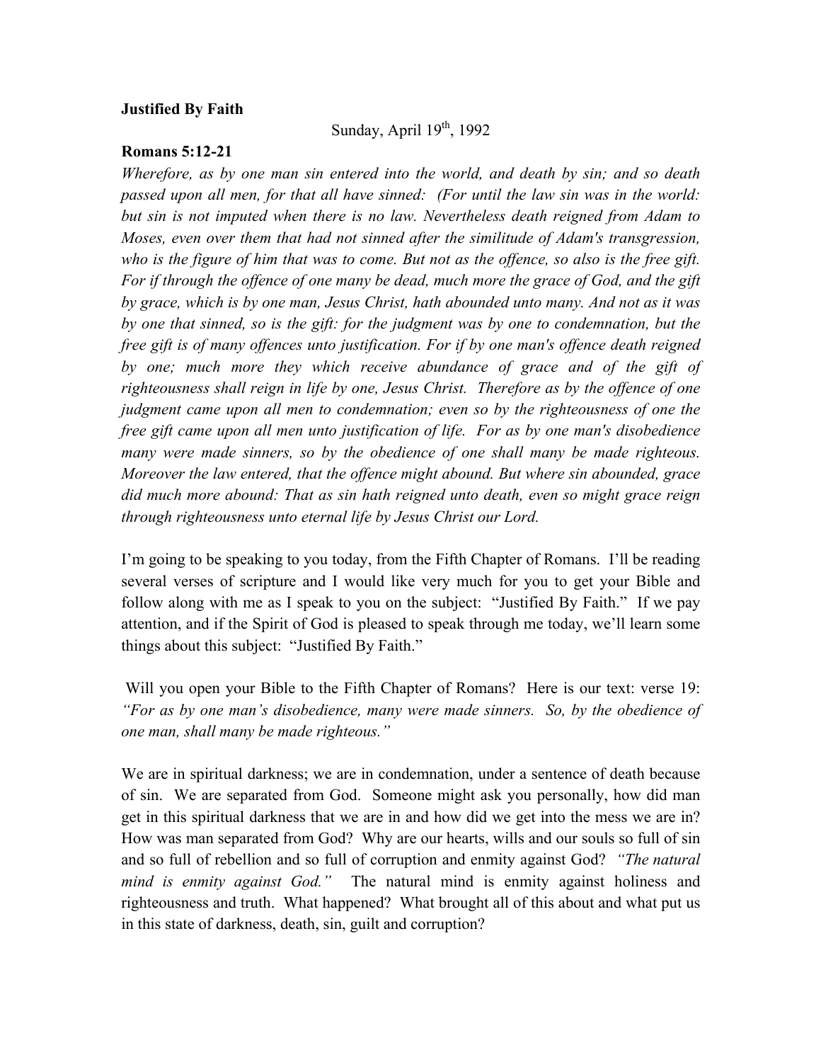**Justified By Faith**

Sunday, April 19th, 1992

**Romans 5:12-21**

*Wherefore, as by one man sin entered into the world, and death by sin; and so death passed upon all men, for that all have sinned: (For until the law sin was in the world: but sin is not imputed when there is no law. Nevertheless death reigned from Adam to Moses, even over them that had not sinned after the similitude of Adam's transgression, who is the figure of him that was to come. But not as the offence, so also is the free gift. For if through the offence of one many be dead, much more the grace of God, and the gift by grace, which is by one man, Jesus Christ, hath abounded unto many. And not as it was by one that sinned, so is the gift: for the judgment was by one to condemnation, but the free gift is of many offences unto justification. For if by one man's offence death reigned by one; much more they which receive abundance of grace and of the gift of righteousness shall reign in life by one, Jesus Christ. Therefore as by the offence of one judgment came upon all men to condemnation; even so by the righteousness of one the free gift came upon all men unto justification of life. For as by one man's disobedience many were made sinners, so by the obedience of one shall many be made righteous. Moreover the law entered, that the offence might abound. But where sin abounded, grace did much more abound: That as sin hath reigned unto death, even so might grace reign through righteousness unto eternal life by Jesus Christ our Lord.*

I'm going to be speaking to you today, from the Fifth Chapter of Romans. I'll be reading several verses of scripture and I would like very much for you to get your Bible and follow along with me as I speak to you on the subject: "Justified By Faith." If we pay attention, and if the Spirit of God is pleased to speak through me today, we'll learn some things about this subject: "Justified By Faith."

Will you open your Bible to the Fifth Chapter of Romans? Here is our text: verse 19: *"For as by one man's disobedience, many were made sinners. So, by the obedience of one man, shall many be made righteous."*

We are in spiritual darkness; we are in condemnation, under a sentence of death because of sin. We are separated from God. Someone might ask you personally, how did man get in this spiritual darkness that we are in and how did we get into the mess we are in? How was man separated from God? Why are our hearts, wills and our souls so full of sin and so full of rebellion and so full of corruption and enmity against God? *"The natural mind is enmity against God."* The natural mind is enmity against holiness and righteousness and truth. What happened? What brought all of this about and what put us in this state of darkness, death, sin, guilt and corruption?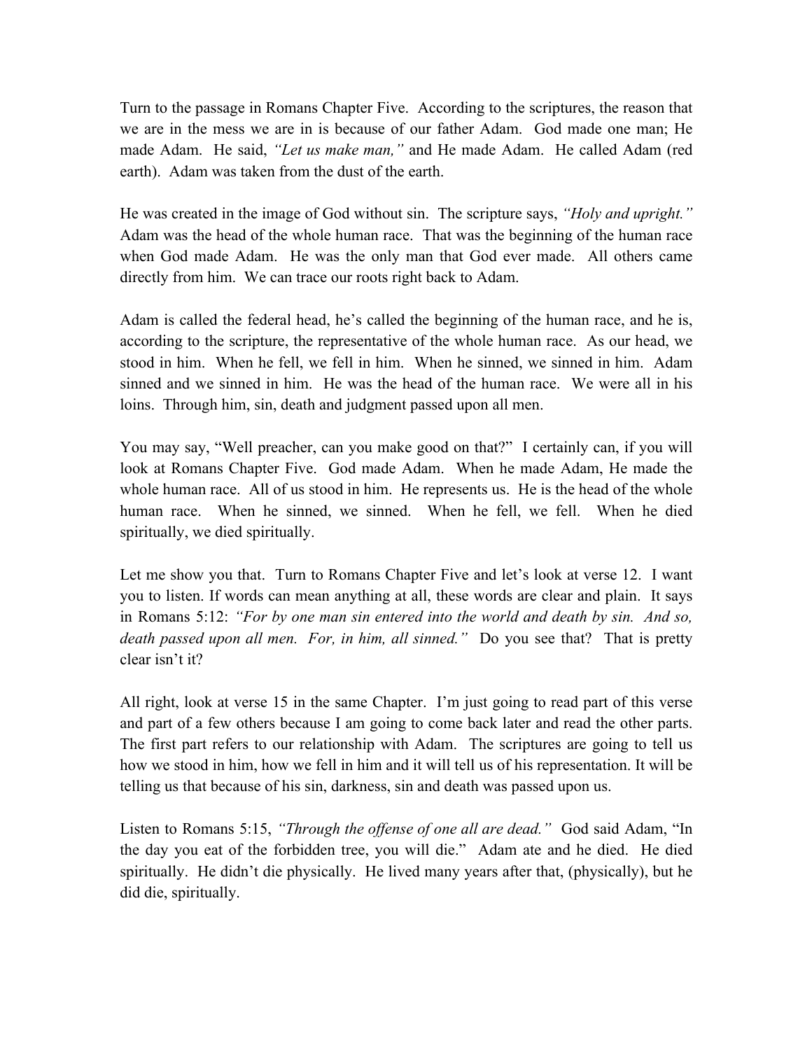Turn to the passage in Romans Chapter Five. According to the scriptures, the reason that we are in the mess we are in is because of our father Adam. God made one man; He made Adam. He said, *"Let us make man,"* and He made Adam. He called Adam (red earth). Adam was taken from the dust of the earth.

He was created in the image of God without sin. The scripture says, *"Holy and upright."* Adam was the head of the whole human race. That was the beginning of the human race when God made Adam. He was the only man that God ever made. All others came directly from him. We can trace our roots right back to Adam.

Adam is called the federal head, he's called the beginning of the human race, and he is, according to the scripture, the representative of the whole human race. As our head, we stood in him. When he fell, we fell in him. When he sinned, we sinned in him. Adam sinned and we sinned in him. He was the head of the human race. We were all in his loins. Through him, sin, death and judgment passed upon all men.

You may say, "Well preacher, can you make good on that?" I certainly can, if you will look at Romans Chapter Five. God made Adam. When he made Adam, He made the whole human race. All of us stood in him. He represents us. He is the head of the whole human race. When he sinned, we sinned. When he fell, we fell. When he died spiritually, we died spiritually.

Let me show you that. Turn to Romans Chapter Five and let's look at verse 12. I want you to listen. If words can mean anything at all, these words are clear and plain. It says in Romans 5:12: *"For by one man sin entered into the world and death by sin. And so, death passed upon all men. For, in him, all sinned."* Do you see that? That is pretty clear isn't it?

All right, look at verse 15 in the same Chapter. I'm just going to read part of this verse and part of a few others because I am going to come back later and read the other parts. The first part refers to our relationship with Adam. The scriptures are going to tell us how we stood in him, how we fell in him and it will tell us of his representation. It will be telling us that because of his sin, darkness, sin and death was passed upon us.

Listen to Romans 5:15, *"Through the offense of one all are dead."* God said Adam, "In the day you eat of the forbidden tree, you will die." Adam ate and he died. He died spiritually. He didn't die physically. He lived many years after that, (physically), but he did die, spiritually.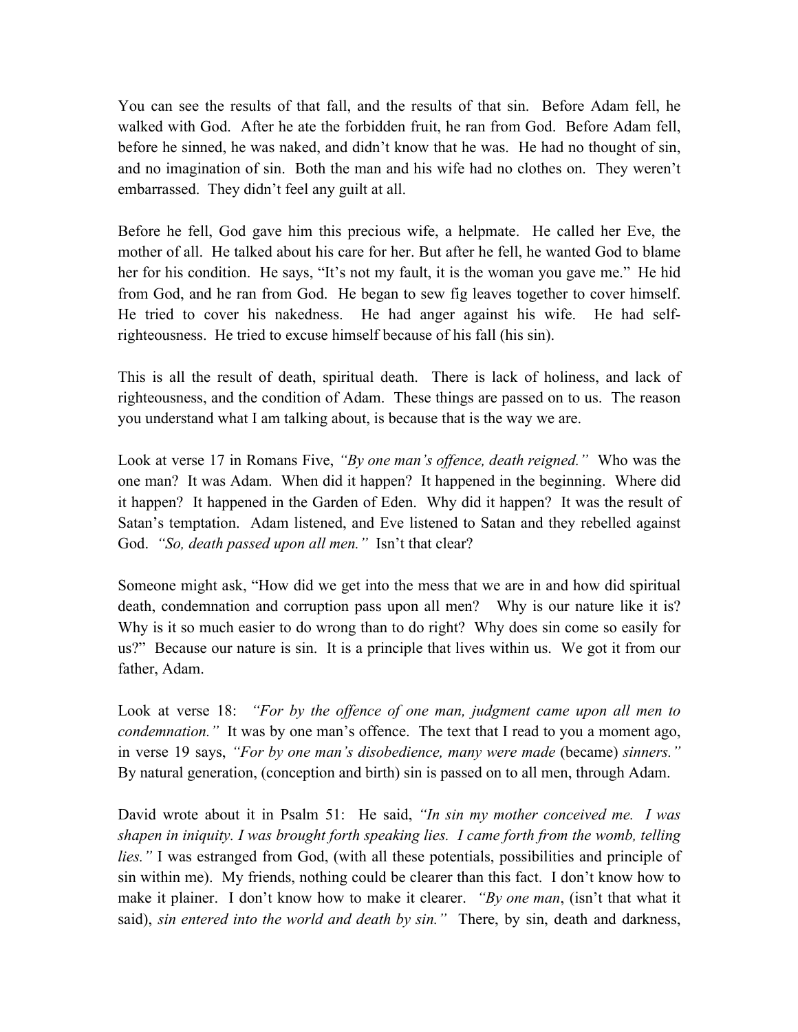You can see the results of that fall, and the results of that sin. Before Adam fell, he walked with God. After he ate the forbidden fruit, he ran from God. Before Adam fell, before he sinned, he was naked, and didn't know that he was. He had no thought of sin, and no imagination of sin. Both the man and his wife had no clothes on. They weren't embarrassed. They didn't feel any guilt at all.

Before he fell, God gave him this precious wife, a helpmate. He called her Eve, the mother of all. He talked about his care for her. But after he fell, he wanted God to blame her for his condition. He says, "It's not my fault, it is the woman you gave me." He hid from God, and he ran from God. He began to sew fig leaves together to cover himself. He tried to cover his nakedness. He had anger against his wife. He had self-righteousness. He tried to excuse himself because of his fall (his sin).

This is all the result of death, spiritual death. There is lack of holiness, and lack of righteousness, and the condition of Adam. These things are passed on to us. The reason you understand what I am talking about, is because that is the way we are.

Look at verse 17 in Romans Five, *"By one man's offence, death reigned."* Who was the one man? It was Adam. When did it happen? It happened in the beginning. Where did it happen? It happened in the Garden of Eden. Why did it happen? It was the result of Satan's temptation. Adam listened, and Eve listened to Satan and they rebelled against God. *"So, death passed upon all men."* Isn't that clear?

Someone might ask, "How did we get into the mess that we are in and how did spiritual death, condemnation and corruption pass upon all men? Why is our nature like it is? Why is it so much easier to do wrong than to do right? Why does sin come so easily for us?" Because our nature is sin. It is a principle that lives within us. We got it from our father, Adam.

Look at verse 18: *"For by the offence of one man, judgment came upon all men to condemnation."* It was by one man's offence. The text that I read to you a moment ago, in verse 19 says, *"For by one man's disobedience, many were made* (became) *sinners."* By natural generation, (conception and birth) sin is passed on to all men, through Adam.

David wrote about it in Psalm 51: He said, *"In sin my mother conceived me. I was shapen in iniquity. I was brought forth speaking lies. I came forth from the womb, telling lies."* I was estranged from God, (with all these potentials, possibilities and principle of sin within me). My friends, nothing could be clearer than this fact. I don't know how to make it plainer. I don't know how to make it clearer. *"By one man*, (isn't that what it said), *sin entered into the world and death by sin."* There, by sin, death and darkness,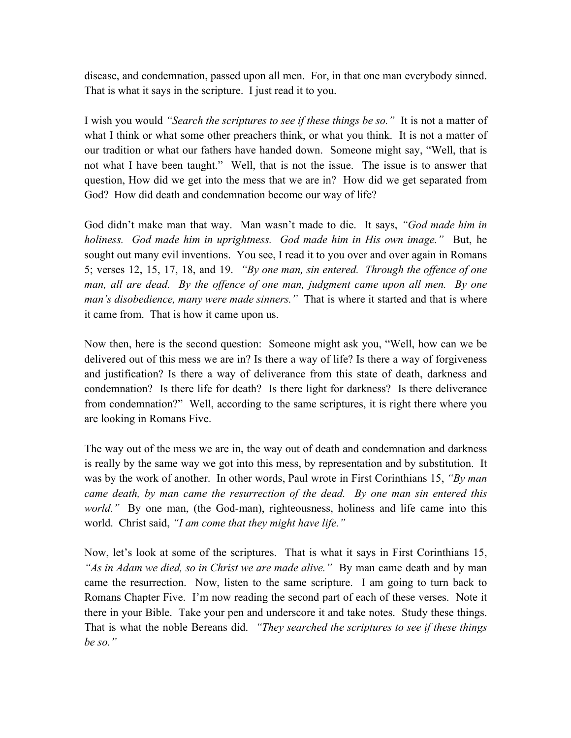disease, and condemnation, passed upon all men. For, in that one man everybody sinned. That is what it says in the scripture. I just read it to you.

I wish you would *"Search the scriptures to see if these things be so."* It is not a matter of what I think or what some other preachers think, or what you think. It is not a matter of our tradition or what our fathers have handed down. Someone might say, "Well, that is not what I have been taught." Well, that is not the issue. The issue is to answer that question, How did we get into the mess that we are in? How did we get separated from God? How did death and condemnation become our way of life?

God didn't make man that way. Man wasn't made to die. It says, *"God made him in holiness. God made him in uprightness. God made him in His own image."* But, he sought out many evil inventions. You see, I read it to you over and over again in Romans 5; verses 12, 15, 17, 18, and 19. *"By one man, sin entered. Through the offence of one man, all are dead. By the offence of one man, judgment came upon all men. By one man's disobedience, many were made sinners."* That is where it started and that is where it came from. That is how it came upon us.

Now then, here is the second question: Someone might ask you, "Well, how can we be delivered out of this mess we are in? Is there a way of life? Is there a way of forgiveness and justification? Is there a way of deliverance from this state of death, darkness and condemnation? Is there life for death? Is there light for darkness? Is there deliverance from condemnation?" Well, according to the same scriptures, it is right there where you are looking in Romans Five.

The way out of the mess we are in, the way out of death and condemnation and darkness is really by the same way we got into this mess, by representation and by substitution. It was by the work of another. In other words, Paul wrote in First Corinthians 15, *"By man came death, by man came the resurrection of the dead. By one man sin entered this world."* By one man, (the God-man), righteousness, holiness and life came into this world. Christ said, *"I am come that they might have life."*

Now, let's look at some of the scriptures. That is what it says in First Corinthians 15, *"As in Adam we died, so in Christ we are made alive."* By man came death and by man came the resurrection. Now, listen to the same scripture. I am going to turn back to Romans Chapter Five. I'm now reading the second part of each of these verses. Note it there in your Bible. Take your pen and underscore it and take notes. Study these things. That is what the noble Bereans did. *"They searched the scriptures to see if these things be so."*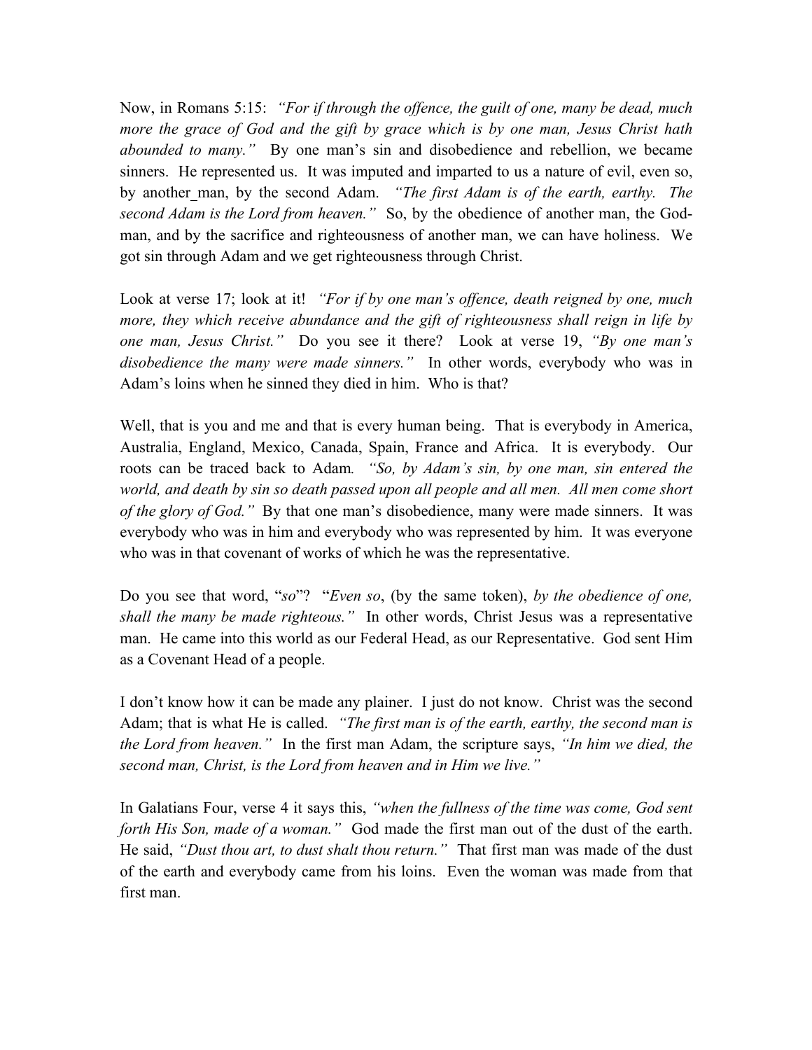Now, in Romans 5:15: *"For if through the offence, the guilt of one, many be dead, much more the grace of God and the gift by grace which is by one man, Jesus Christ hath abounded to many."* By one man's sin and disobedience and rebellion, we became sinners. He represented us. It was imputed and imparted to us a nature of evil, even so, by another man, by the second Adam. *"The first Adam is of the earth, earthy. The second Adam is the Lord from heaven."* So, by the obedience of another man, the God-man, and by the sacrifice and righteousness of another man, we can have holiness. We got sin through Adam and we get righteousness through Christ.

Look at verse 17; look at it! *"For if by one man's offence, death reigned by one, much more, they which receive abundance and the gift of righteousness shall reign in life by one man, Jesus Christ."* Do you see it there? Look at verse 19, *"By one man's disobedience the many were made sinners."* In other words, everybody who was in Adam's loins when he sinned they died in him. Who is that?

Well, that is you and me and that is every human being. That is everybody in America, Australia, England, Mexico, Canada, Spain, France and Africa. It is everybody. Our roots can be traced back to Adam. *"So, by Adam's sin, by one man, sin entered the world, and death by sin so death passed upon all people and all men. All men come short of the glory of God."* By that one man's disobedience, many were made sinners. It was everybody who was in him and everybody who was represented by him. It was everyone who was in that covenant of works of which he was the representative.

Do you see that word, "*so*"? "*Even so*, (by the same token), *by the obedience of one, shall the many be made righteous."* In other words, Christ Jesus was a representative man. He came into this world as our Federal Head, as our Representative. God sent Him as a Covenant Head of a people.

I don't know how it can be made any plainer. I just do not know. Christ was the second Adam; that is what He is called. *"The first man is of the earth, earthy, the second man is the Lord from heaven."* In the first man Adam, the scripture says, *"In him we died, the second man, Christ, is the Lord from heaven and in Him we live."*

In Galatians Four, verse 4 it says this, *"when the fullness of the time was come, God sent forth His Son, made of a woman."* God made the first man out of the dust of the earth. He said, *"Dust thou art, to dust shalt thou return."* That first man was made of the dust of the earth and everybody came from his loins. Even the woman was made from that first man.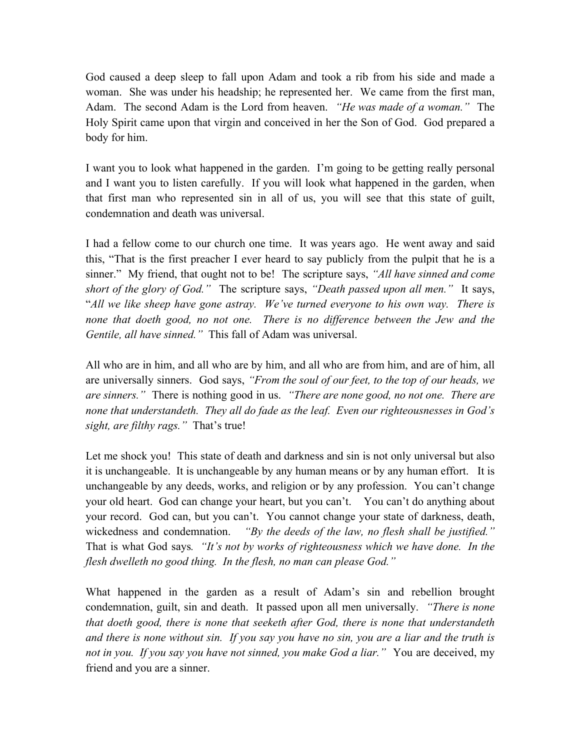God caused a deep sleep to fall upon Adam and took a rib from his side and made a woman. She was under his headship; he represented her. We came from the first man, Adam. The second Adam is the Lord from heaven. *"He was made of a woman."* The Holy Spirit came upon that virgin and conceived in her the Son of God. God prepared a body for him.

I want you to look what happened in the garden. I'm going to be getting really personal and I want you to listen carefully. If you will look what happened in the garden, when that first man who represented sin in all of us, you will see that this state of guilt, condemnation and death was universal.

I had a fellow come to our church one time. It was years ago. He went away and said this, "That is the first preacher I ever heard to say publicly from the pulpit that he is a sinner." My friend, that ought not to be! The scripture says, *"All have sinned and come short of the glory of God."* The scripture says, *"Death passed upon all men."* It says, "*All we like sheep have gone astray. We've turned everyone to his own way. There is none that doeth good, no not one. There is no difference between the Jew and the Gentile, all have sinned."* This fall of Adam was universal.

All who are in him, and all who are by him, and all who are from him, and are of him, all are universally sinners. God says, *"From the soul of our feet, to the top of our heads, we are sinners."* There is nothing good in us. *"There are none good, no not one. There are none that understandeth. They all do fade as the leaf. Even our righteousnesses in God's sight, are filthy rags."* That's true!

Let me shock you! This state of death and darkness and sin is not only universal but also it is unchangeable. It is unchangeable by any human means or by any human effort. It is unchangeable by any deeds, works, and religion or by any profession. You can't change your old heart. God can change your heart, but you can't. You can't do anything about your record. God can, but you can't. You cannot change your state of darkness, death, wickedness and condemnation. *"By the deeds of the law, no flesh shall be justified."* That is what God says. *"It's not by works of righteousness which we have done. In the flesh dwelleth no good thing. In the flesh, no man can please God."*

What happened in the garden as a result of Adam's sin and rebellion brought condemnation, guilt, sin and death. It passed upon all men universally. *"There is none that doeth good, there is none that seeketh after God, there is none that understandeth and there is none without sin. If you say you have no sin, you are a liar and the truth is not in you. If you say you have not sinned, you make God a liar."* You are deceived, my friend and you are a sinner.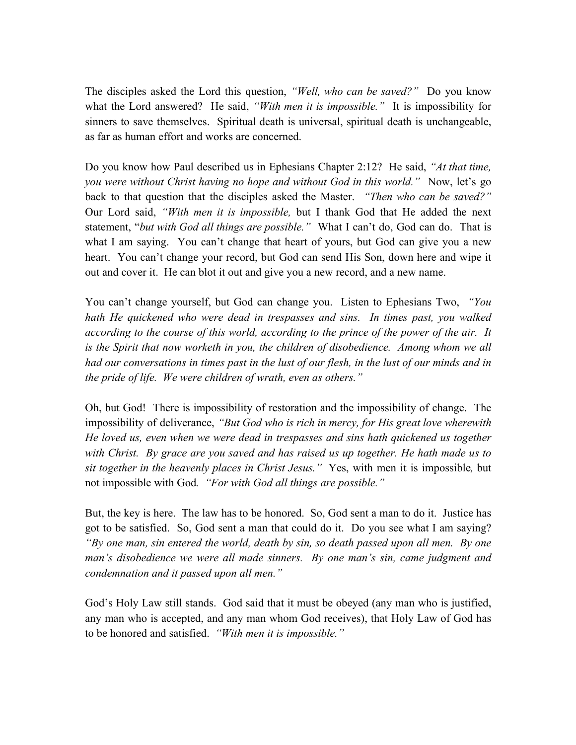The disciples asked the Lord this question, *"Well, who can be saved?"* Do you know what the Lord answered? He said, *"With men it is impossible."* It is impossibility for sinners to save themselves. Spiritual death is universal, spiritual death is unchangeable, as far as human effort and works are concerned.

Do you know how Paul described us in Ephesians Chapter 2:12? He said, *"At that time, you were without Christ having no hope and without God in this world."* Now, let's go back to that question that the disciples asked the Master. *"Then who can be saved?"* Our Lord said, *"With men it is impossible,* but I thank God that He added the next statement, "*but with God all things are possible."* What I can't do, God can do. That is what I am saying. You can't change that heart of yours, but God can give you a new heart. You can't change your record, but God can send His Son, down here and wipe it out and cover it. He can blot it out and give you a new record, and a new name.

You can't change yourself, but God can change you. Listen to Ephesians Two, *"You hath He quickened who were dead in trespasses and sins. In times past, you walked according to the course of this world, according to the prince of the power of the air. It is the Spirit that now worketh in you, the children of disobedience. Among whom we all had our conversations in times past in the lust of our flesh, in the lust of our minds and in the pride of life. We were children of wrath, even as others."*

Oh, but God! There is impossibility of restoration and the impossibility of change. The impossibility of deliverance, *"But God who is rich in mercy, for His great love wherewith He loved us, even when we were dead in trespasses and sins hath quickened us together with Christ. By grace are you saved and has raised us up together. He hath made us to sit together in the heavenly places in Christ Jesus."* Yes, with men it is impossible, but not impossible with God. *"For with God all things are possible."*

But, the key is here. The law has to be honored. So, God sent a man to do it. Justice has got to be satisfied. So, God sent a man that could do it. Do you see what I am saying? *"By one man, sin entered the world, death by sin, so death passed upon all men. By one man's disobedience we were all made sinners. By one man's sin, came judgment and condemnation and it passed upon all men."*

God's Holy Law still stands. God said that it must be obeyed (any man who is justified, any man who is accepted, and any man whom God receives), that Holy Law of God has to be honored and satisfied. *"With men it is impossible."*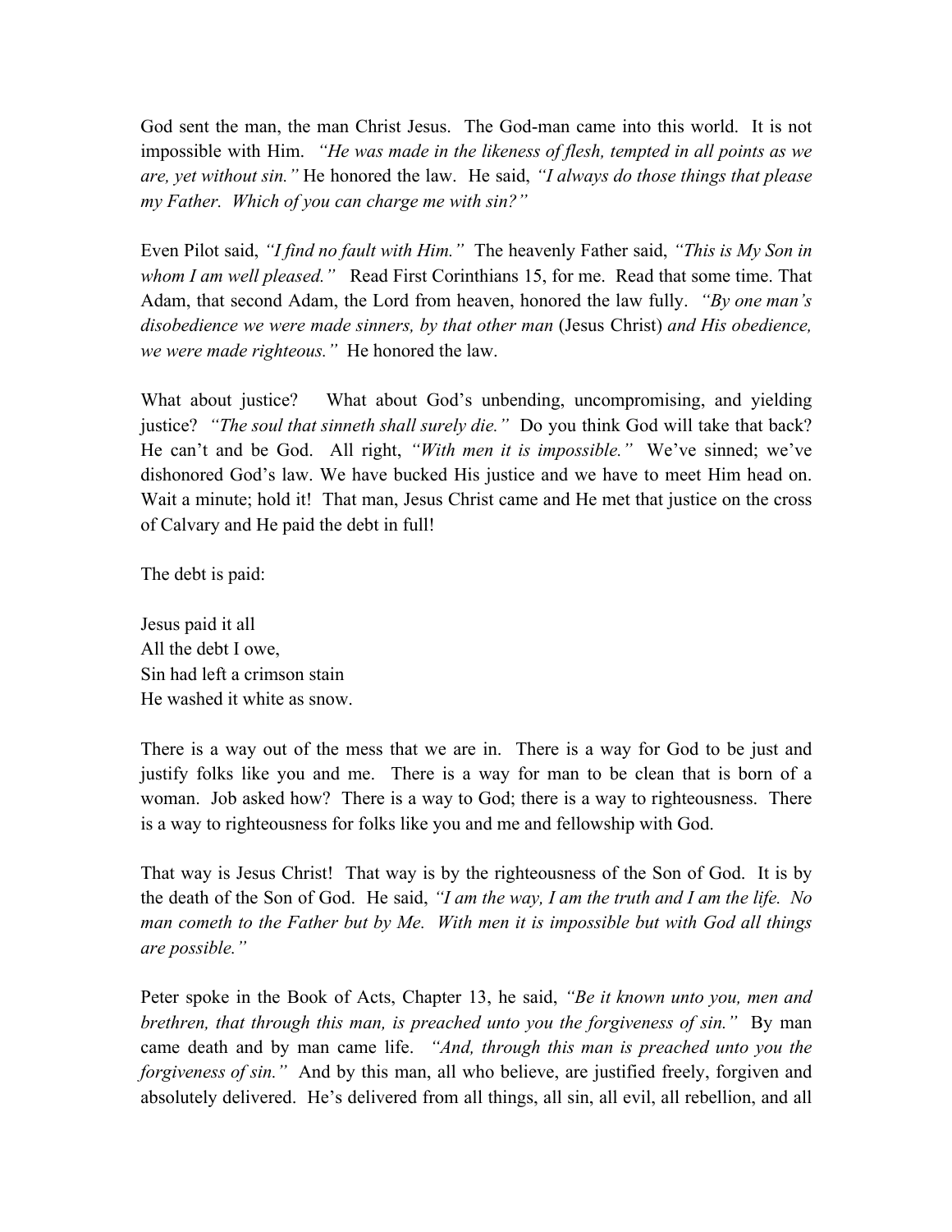God sent the man, the man Christ Jesus. The God-man came into this world. It is not impossible with Him. *"He was made in the likeness of flesh, tempted in all points as we are, yet without sin."* He honored the law. He said, *"I always do those things that please my Father. Which of you can charge me with sin?"*

Even Pilot said, *"I find no fault with Him."* The heavenly Father said, *"This is My Son in whom I am well pleased."* Read First Corinthians 15, for me. Read that some time. That Adam, that second Adam, the Lord from heaven, honored the law fully. *"By one man's disobedience we were made sinners, by that other man* (Jesus Christ) *and His obedience, we were made righteous."* He honored the law.

What about justice? What about God's unbending, uncompromising, and yielding justice? *"The soul that sinneth shall surely die."* Do you think God will take that back? He can't and be God. All right, *"With men it is impossible."* We've sinned; we've dishonored God's law. We have bucked His justice and we have to meet Him head on. Wait a minute; hold it! That man, Jesus Christ came and He met that justice on the cross of Calvary and He paid the debt in full!

The debt is paid:

Jesus paid it all
All the debt I owe,
Sin had left a crimson stain
He washed it white as snow.

There is a way out of the mess that we are in. There is a way for God to be just and justify folks like you and me. There is a way for man to be clean that is born of a woman. Job asked how? There is a way to God; there is a way to righteousness. There is a way to righteousness for folks like you and me and fellowship with God.

That way is Jesus Christ! That way is by the righteousness of the Son of God. It is by the death of the Son of God. He said, *"I am the way, I am the truth and I am the life. No man cometh to the Father but by Me. With men it is impossible but with God all things are possible."*

Peter spoke in the Book of Acts, Chapter 13, he said, *"Be it known unto you, men and brethren, that through this man, is preached unto you the forgiveness of sin."* By man came death and by man came life. *"And, through this man is preached unto you the forgiveness of sin."* And by this man, all who believe, are justified freely, forgiven and absolutely delivered. He's delivered from all things, all sin, all evil, all rebellion, and all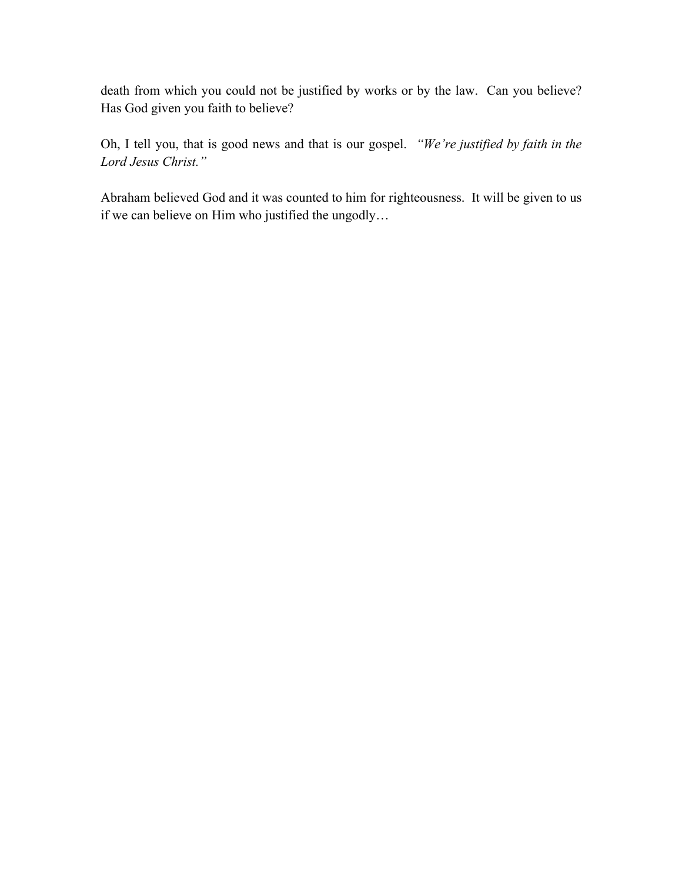death from which you could not be justified by works or by the law. Can you believe? Has God given you faith to believe?

Oh, I tell you, that is good news and that is our gospel. *"We're justified by faith in the Lord Jesus Christ."*

Abraham believed God and it was counted to him for righteousness. It will be given to us if we can believe on Him who justified the ungodly…